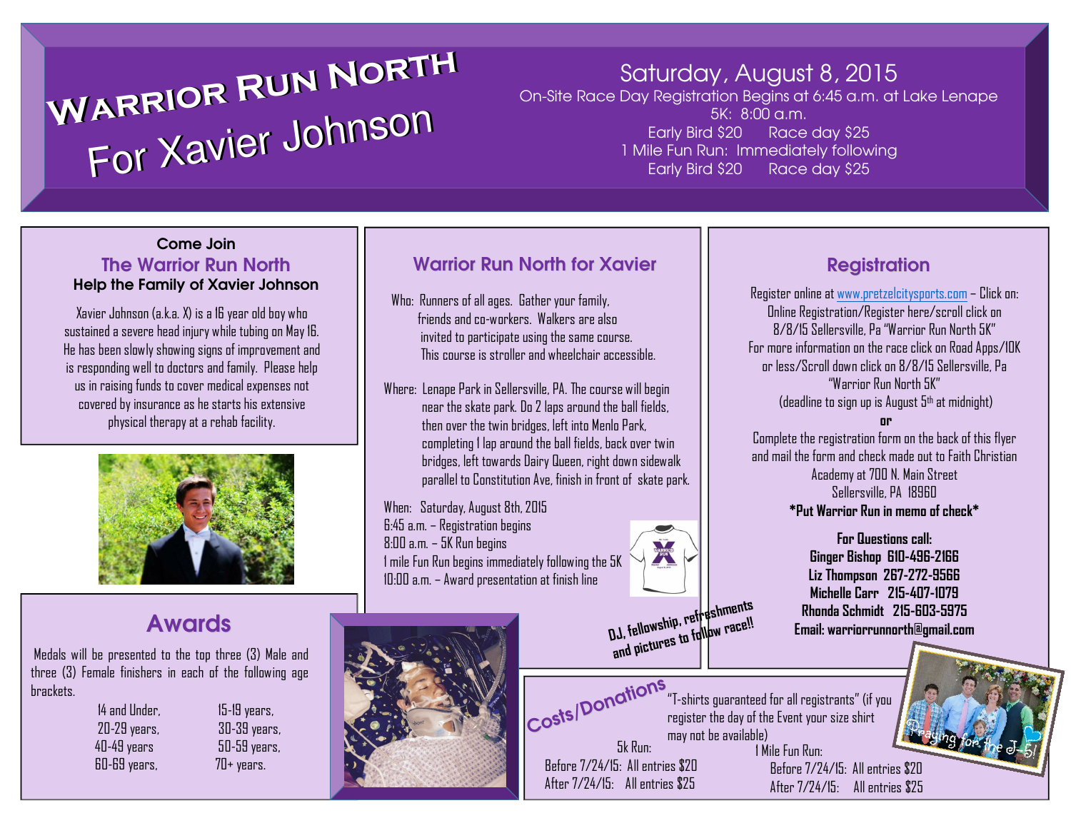# Warrior Run North For Xavier Johnson

Saturday, August 8, 2015

On-Site Race Day Registration Begins at 6:45 a.m. at Lake Lenape

5K: 8:00 a.m.

Early Bird $20 Race day $25

1 Mile Fun Run: Immediately following

Early Bird $20 Race day $25

**Come Join**

## The Warrior Run North

**Help the Family of Xavier Johnson**

Xavier Johnson (a.k.a. X) is a 16 year old boy who sustained a severe head injury while tubing on May 16. He has been slowly showing signs of improvement and is responding well to doctors and family. Please help us in raising funds to cover medical expenses not covered by insurance as he starts his extensive physical therapy at a rehab facility.

## Awards

Medals will be presented to the top three (3) Male and three (3) Female finishers in each of the following age brackets.

| | |
|---|---|
| 14 and Under, | 15-19 years, |
| 20-29 years, | 30-39 years, |
| 40-49 years | 50-59 years, |
| 60-69 years, | 70+ years. |

## Warrior Run North for Xavier

Who: Runners of all ages. Gather your family, friends and co-workers. Walkers are also invited to participate using the same course. This course is stroller and wheelchair accessible.

Where: Lenape Park in Sellersville, PA. The course will begin near the skate park. Do 2 laps around the ball fields, then over the twin bridges, left into Menlo Park, completing 1 lap around the ball fields, back over twin bridges, left towards Dairy Queen, right down sidewalk parallel to Constitution Ave, finish in front of skate park.

When: Saturday, August 8th, 2015
6:45 a.m. – Registration begins
8:00 a.m. – 5K Run begins
1 mile Fun Run begins immediately following the 5K
10:00 a.m. – Award presentation at finish line

DJ, fellowship, refreshments and pictures to follow race!!

## Registration

Register online at www.pretzelcitysports.com – Click on: Online Registration/Register here/scroll click on 8/8/15 Sellersville, Pa "Warrior Run North 5K"
For more information on the race click on Road Apps/10K or less/Scroll down click on 8/8/15 Sellersville, Pa "Warrior Run North 5K"
(deadline to sign up is August 5th at midnight)

**or**

Complete the registration form on the back of this flyer and mail the form and check made out to Faith Christian Academy at 700 N. Main Street
Sellersville, PA 18960

**\*Put Warrior Run in memo of check\***

**For Questions call:**
**Ginger Bishop 610-496-2166**
**Liz Thompson 267-272-9566**
**Michelle Carr 215-407-1079**
**Rhonda Schmidt 215-603-5975**
**Email: warriorrunnorth@gmail.com**

Praying for the J-5!

## Costs/Donations

"T-shirts guaranteed for all registrants" (if you register the day of the Event your size shirt may not be available)

5k Run:
Before 7/24/15: All entries $20
After 7/24/15: All entries $25

1 Mile Fun Run:
Before 7/24/15: All entries $20
After 7/24/15: All entries $25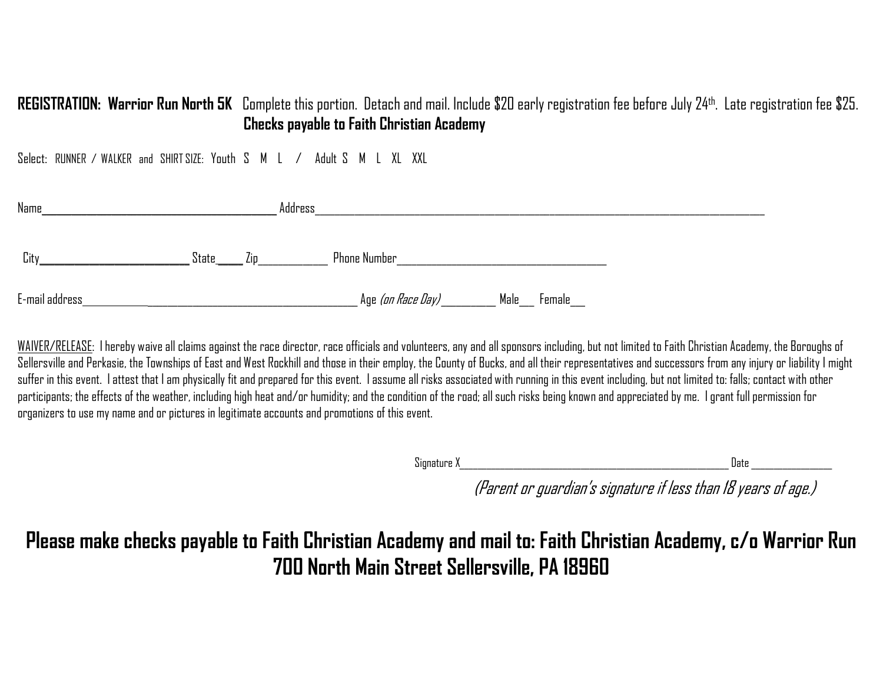**REGISTRATION: Warrior Run North 5K** Complete this portion. Detach and mail. Include $20 early registration fee before July 24th. Late registration fee $25. **Checks payable to Faith Christian Academy**

Select: RUNNER / WALKER and SHIRT SIZE: Youth S M L / Adult S M L XL XXL

Name_______________________________ Address_______________________________________________________________

City_____________________ State____ Zip__________ Phone Number______________________________

E-mail address____________________________________ Age *(on Race Day)*________ Male___ Female___

WAIVER/RELEASE: I hereby waive all claims against the race director, race officials and volunteers, any and all sponsors including, but not limited to Faith Christian Academy, the Boroughs of Sellersville and Perkasie, the Townships of East and West Rockhill and those in their employ, the County of Bucks, and all their representatives and successors from any injury or liability I might suffer in this event. I attest that I am physically fit and prepared for this event. I assume all risks associated with running in this event including, but not limited to: falls; contact with other participants; the effects of the weather, including high heat and/or humidity; and the condition of the road; all such risks being known and appreciated by me. I grant full permission for organizers to use my name and or pictures in legitimate accounts and promotions of this event.

Signature X____________________________________________ Date ____________

*(Parent or guardian's signature if less than 18 years of age.)*

**Please make checks payable to Faith Christian Academy and mail to: Faith Christian Academy, c/o Warrior Run 700 North Main Street Sellersville, PA 18960**